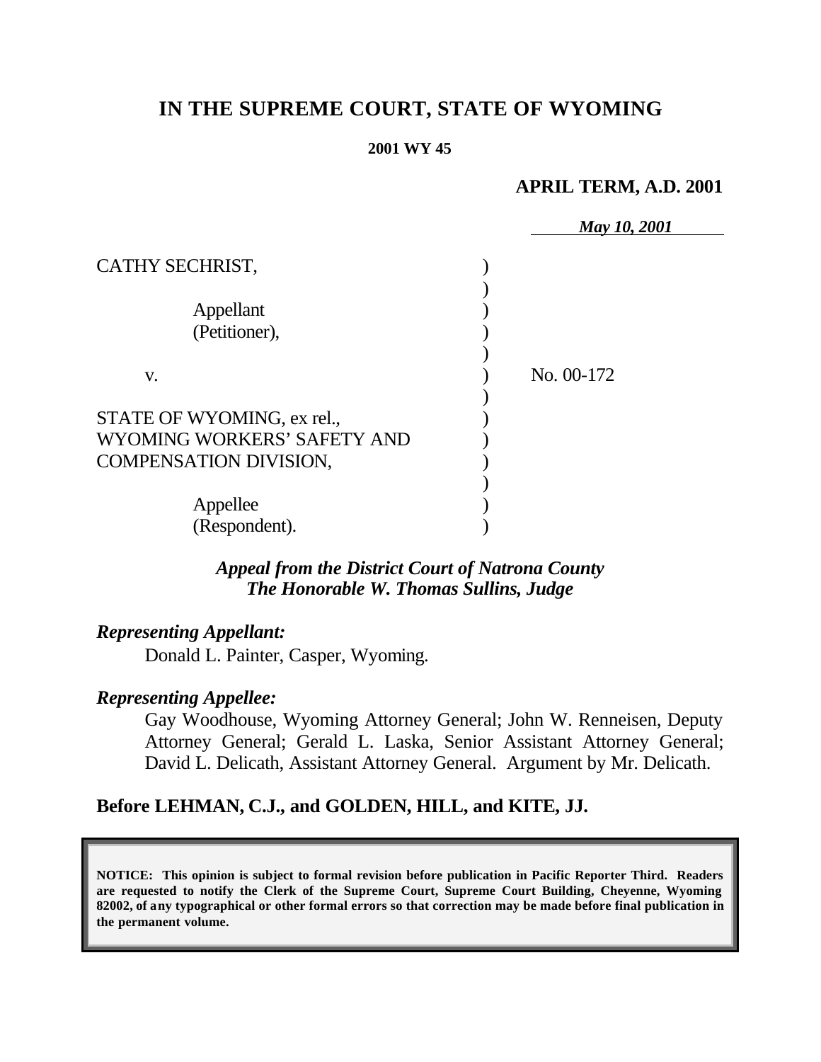# IN THE SUPREME COURT, STATE OF WYOMING

**2001 WY 45**

**APRIL TERM, A.D. 2001**

***May 10, 2001***

CATHY SECHRIST,

Appellant
(Petitioner),

v.

STATE OF WYOMING, ex rel.,
WYOMING WORKERS' SAFETY AND
COMPENSATION DIVISION,

Appellee
(Respondent).

No. 00-172

***Appeal from the District Court of Natrona County***
***The Honorable W. Thomas Sullins, Judge***

***Representing Appellant:***

Donald L. Painter, Casper, Wyoming.

***Representing Appellee:***

Gay Woodhouse, Wyoming Attorney General; John W. Renneisen, Deputy Attorney General; Gerald L. Laska, Senior Assistant Attorney General; David L. Delicath, Assistant Attorney General. Argument by Mr. Delicath.

**Before LEHMAN, C.J., and GOLDEN, HILL, and KITE, JJ.**

**NOTICE: This opinion is subject to formal revision before publication in Pacific Reporter Third. Readers are requested to notify the Clerk of the Supreme Court, Supreme Court Building, Cheyenne, Wyoming 82002, of any typographical or other formal errors so that correction may be made before final publication in the permanent volume.**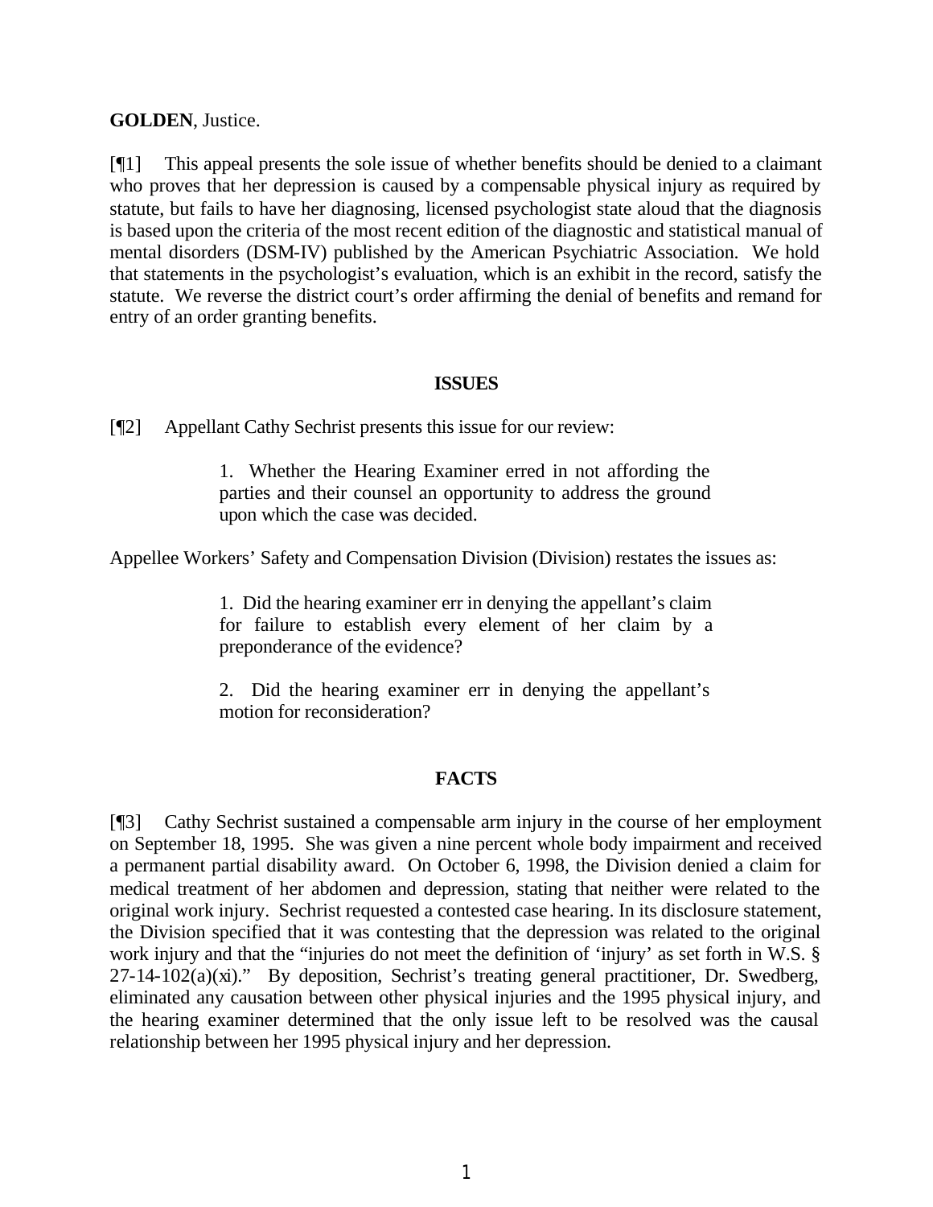**GOLDEN**, Justice.

[¶1] This appeal presents the sole issue of whether benefits should be denied to a claimant who proves that her depression is caused by a compensable physical injury as required by statute, but fails to have her diagnosing, licensed psychologist state aloud that the diagnosis is based upon the criteria of the most recent edition of the diagnostic and statistical manual of mental disorders (DSM-IV) published by the American Psychiatric Association. We hold that statements in the psychologist's evaluation, which is an exhibit in the record, satisfy the statute. We reverse the district court's order affirming the denial of benefits and remand for entry of an order granting benefits.

## ISSUES

[¶2] Appellant Cathy Sechrist presents this issue for our review:

> 1. Whether the Hearing Examiner erred in not affording the parties and their counsel an opportunity to address the ground upon which the case was decided.

Appellee Workers' Safety and Compensation Division (Division) restates the issues as:

> 1. Did the hearing examiner err in denying the appellant's claim for failure to establish every element of her claim by a preponderance of the evidence?
>
> 2. Did the hearing examiner err in denying the appellant's motion for reconsideration?

## FACTS

[¶3] Cathy Sechrist sustained a compensable arm injury in the course of her employment on September 18, 1995. She was given a nine percent whole body impairment and received a permanent partial disability award. On October 6, 1998, the Division denied a claim for medical treatment of her abdomen and depression, stating that neither were related to the original work injury. Sechrist requested a contested case hearing. In its disclosure statement, the Division specified that it was contesting that the depression was related to the original work injury and that the "injuries do not meet the definition of 'injury' as set forth in W.S. § 27-14-102(a)(xi)." By deposition, Sechrist's treating general practitioner, Dr. Swedberg, eliminated any causation between other physical injuries and the 1995 physical injury, and the hearing examiner determined that the only issue left to be resolved was the causal relationship between her 1995 physical injury and her depression.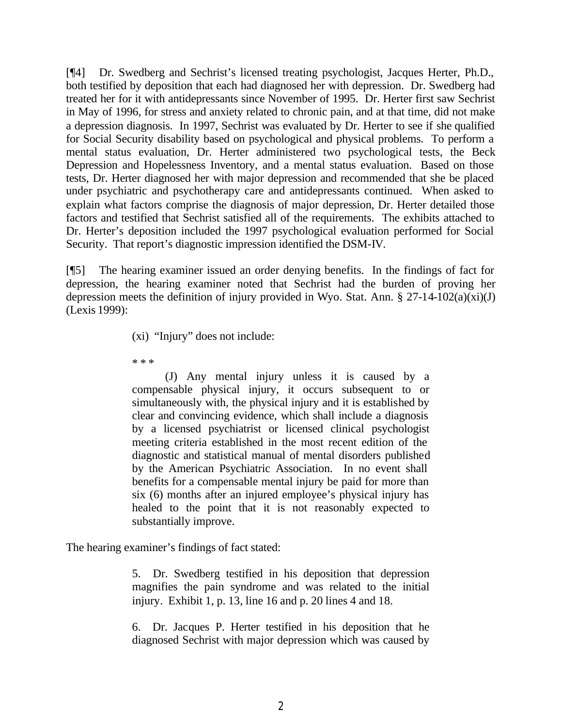[¶4] Dr. Swedberg and Sechrist's licensed treating psychologist, Jacques Herter, Ph.D., both testified by deposition that each had diagnosed her with depression. Dr. Swedberg had treated her for it with antidepressants since November of 1995. Dr. Herter first saw Sechrist in May of 1996, for stress and anxiety related to chronic pain, and at that time, did not make a depression diagnosis. In 1997, Sechrist was evaluated by Dr. Herter to see if she qualified for Social Security disability based on psychological and physical problems. To perform a mental status evaluation, Dr. Herter administered two psychological tests, the Beck Depression and Hopelessness Inventory, and a mental status evaluation. Based on those tests, Dr. Herter diagnosed her with major depression and recommended that she be placed under psychiatric and psychotherapy care and antidepressants continued. When asked to explain what factors comprise the diagnosis of major depression, Dr. Herter detailed those factors and testified that Sechrist satisfied all of the requirements. The exhibits attached to Dr. Herter's deposition included the 1997 psychological evaluation performed for Social Security. That report's diagnostic impression identified the DSM-IV.

[¶5] The hearing examiner issued an order denying benefits. In the findings of fact for depression, the hearing examiner noted that Sechrist had the burden of proving her depression meets the definition of injury provided in Wyo. Stat. Ann. § 27-14-102(a)(xi)(J) (Lexis 1999):

> (xi) "Injury" does not include:
>
> \* \* \*
>
> (J) Any mental injury unless it is caused by a compensable physical injury, it occurs subsequent to or simultaneously with, the physical injury and it is established by clear and convincing evidence, which shall include a diagnosis by a licensed psychiatrist or licensed clinical psychologist meeting criteria established in the most recent edition of the diagnostic and statistical manual of mental disorders published by the American Psychiatric Association. In no event shall benefits for a compensable mental injury be paid for more than six (6) months after an injured employee's physical injury has healed to the point that it is not reasonably expected to substantially improve.

The hearing examiner's findings of fact stated:

> 5. Dr. Swedberg testified in his deposition that depression magnifies the pain syndrome and was related to the initial injury. Exhibit 1, p. 13, line 16 and p. 20 lines 4 and 18.
>
> 6. Dr. Jacques P. Herter testified in his deposition that he diagnosed Sechrist with major depression which was caused by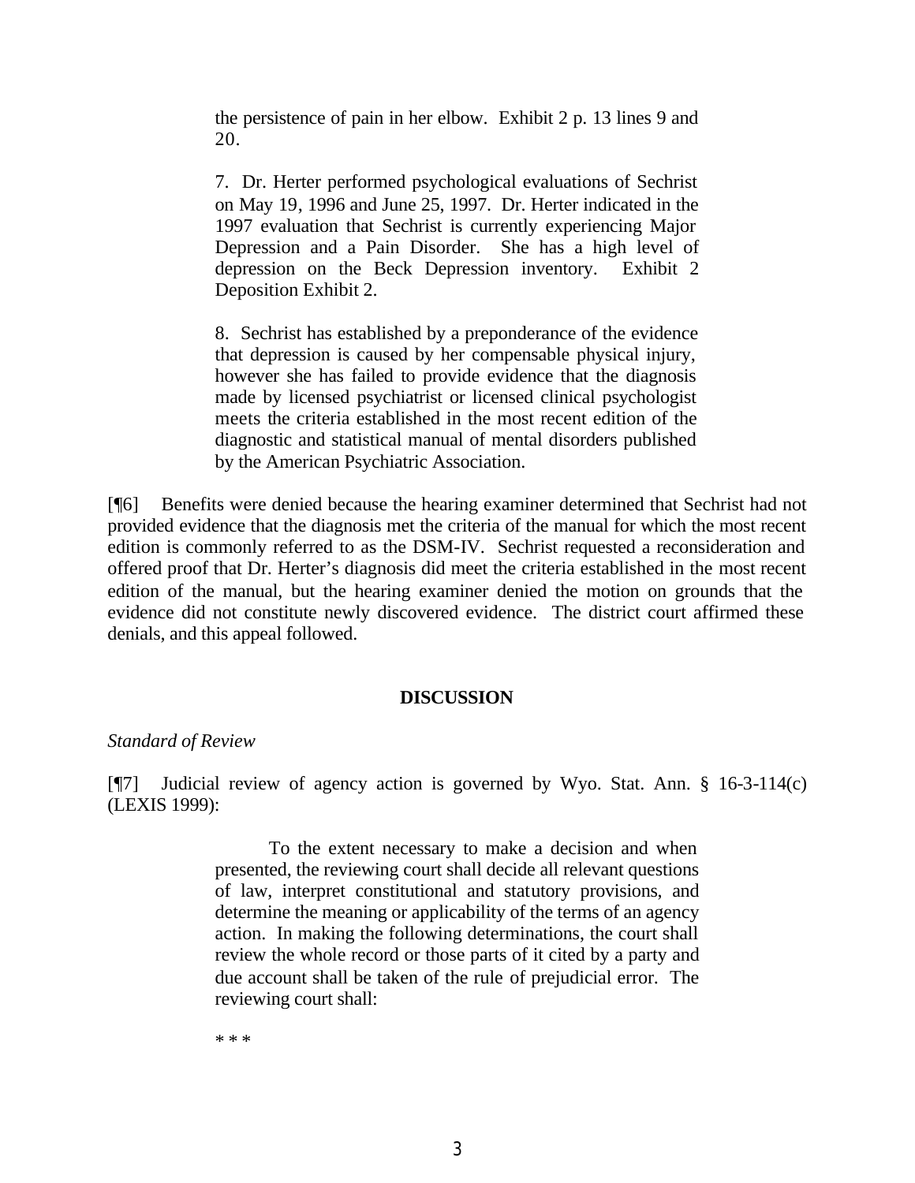> the persistence of pain in her elbow. Exhibit 2 p. 13 lines 9 and 20.
>
> 7. Dr. Herter performed psychological evaluations of Sechrist on May 19, 1996 and June 25, 1997. Dr. Herter indicated in the 1997 evaluation that Sechrist is currently experiencing Major Depression and a Pain Disorder. She has a high level of depression on the Beck Depression inventory. Exhibit 2 Deposition Exhibit 2.
>
> 8. Sechrist has established by a preponderance of the evidence that depression is caused by her compensable physical injury, however she has failed to provide evidence that the diagnosis made by licensed psychiatrist or licensed clinical psychologist meets the criteria established in the most recent edition of the diagnostic and statistical manual of mental disorders published by the American Psychiatric Association.

[¶6] Benefits were denied because the hearing examiner determined that Sechrist had not provided evidence that the diagnosis met the criteria of the manual for which the most recent edition is commonly referred to as the DSM-IV. Sechrist requested a reconsideration and offered proof that Dr. Herter's diagnosis did meet the criteria established in the most recent edition of the manual, but the hearing examiner denied the motion on grounds that the evidence did not constitute newly discovered evidence. The district court affirmed these denials, and this appeal followed.

## DISCUSSION

*Standard of Review*

[¶7] Judicial review of agency action is governed by Wyo. Stat. Ann. § 16-3-114(c) (LEXIS 1999):

> To the extent necessary to make a decision and when presented, the reviewing court shall decide all relevant questions of law, interpret constitutional and statutory provisions, and determine the meaning or applicability of the terms of an agency action. In making the following determinations, the court shall review the whole record or those parts of it cited by a party and due account shall be taken of the rule of prejudicial error. The reviewing court shall:
>
> * * *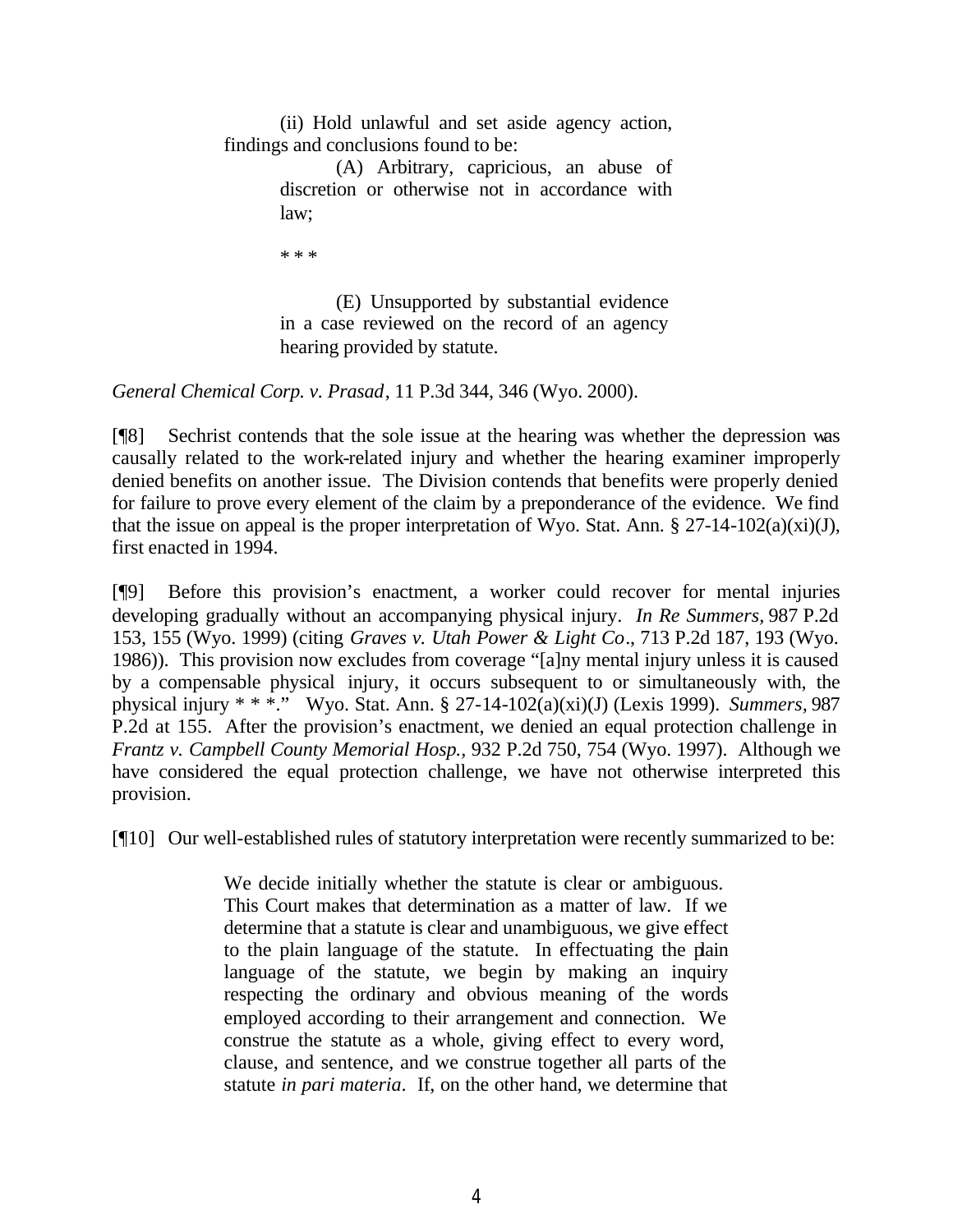> (ii) Hold unlawful and set aside agency action, findings and conclusions found to be:
>
> > (A) Arbitrary, capricious, an abuse of discretion or otherwise not in accordance with law;
> >
> > * * *
> >
> > (E) Unsupported by substantial evidence in a case reviewed on the record of an agency hearing provided by statute.

*General Chemical Corp. v. Prasad*, 11 P.3d 344, 346 (Wyo. 2000).

[¶8] Sechrist contends that the sole issue at the hearing was whether the depression was causally related to the work-related injury and whether the hearing examiner improperly denied benefits on another issue. The Division contends that benefits were properly denied for failure to prove every element of the claim by a preponderance of the evidence. We find that the issue on appeal is the proper interpretation of Wyo. Stat. Ann. § 27-14-102(a)(xi)(J), first enacted in 1994.

[¶9] Before this provision's enactment, a worker could recover for mental injuries developing gradually without an accompanying physical injury. *In Re Summers,* 987 P.2d 153, 155 (Wyo. 1999) (citing *Graves v. Utah Power & Light Co*., 713 P.2d 187, 193 (Wyo. 1986)). This provision now excludes from coverage "[a]ny mental injury unless it is caused by a compensable physical injury, it occurs subsequent to or simultaneously with, the physical injury * * *." Wyo. Stat. Ann. § 27-14-102(a)(xi)(J) (Lexis 1999). *Summers,* 987 P.2d at 155. After the provision's enactment, we denied an equal protection challenge in *Frantz v. Campbell County Memorial Hosp.,* 932 P.2d 750, 754 (Wyo. 1997). Although we have considered the equal protection challenge, we have not otherwise interpreted this provision.

[¶10] Our well-established rules of statutory interpretation were recently summarized to be:

> We decide initially whether the statute is clear or ambiguous. This Court makes that determination as a matter of law. If we determine that a statute is clear and unambiguous, we give effect to the plain language of the statute. In effectuating the plain language of the statute, we begin by making an inquiry respecting the ordinary and obvious meaning of the words employed according to their arrangement and connection. We construe the statute as a whole, giving effect to every word, clause, and sentence, and we construe together all parts of the statute *in pari materia*. If, on the other hand, we determine that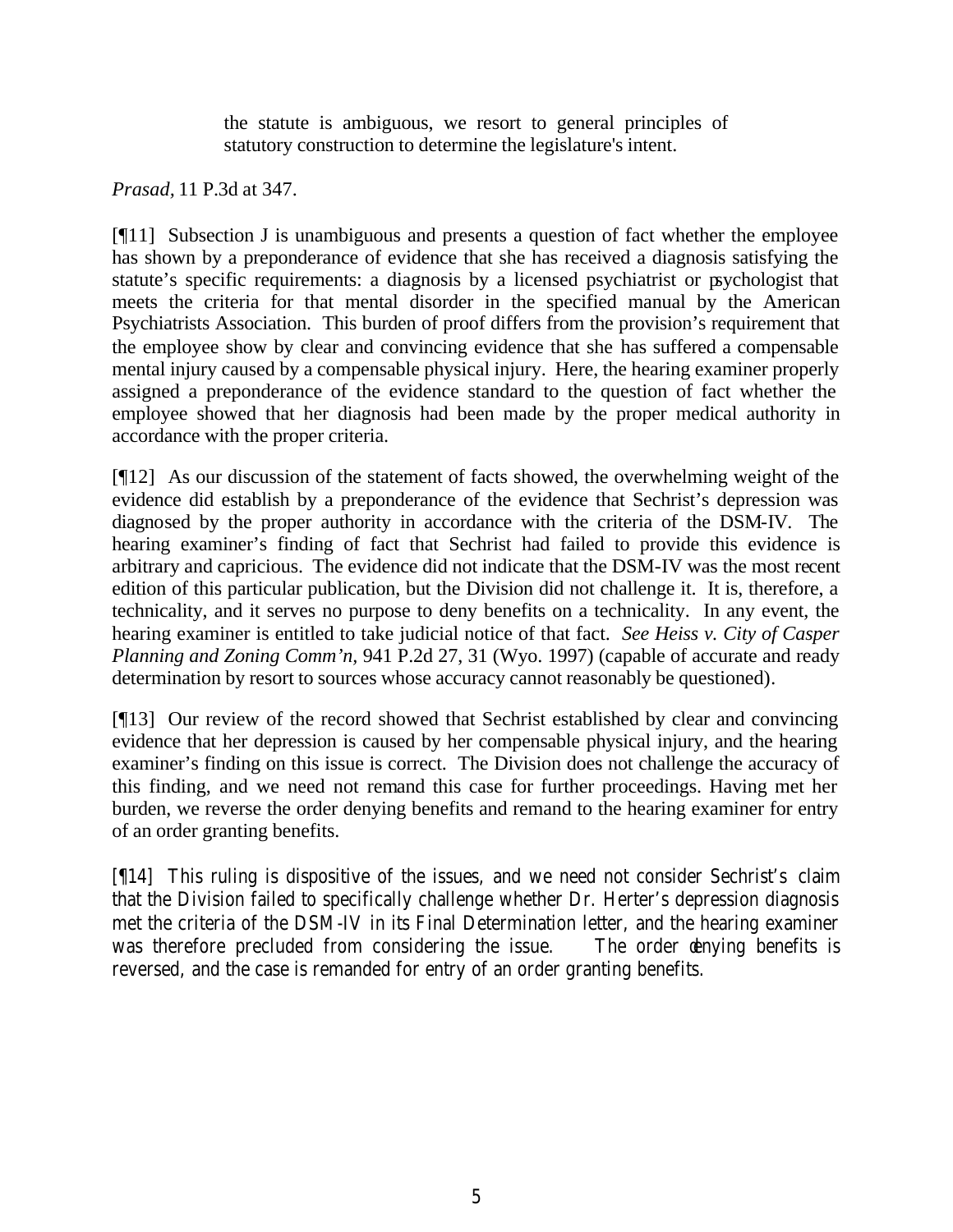> the statute is ambiguous, we resort to general principles of statutory construction to determine the legislature's intent.

*Prasad*, 11 P.3d at 347.

[¶11] Subsection J is unambiguous and presents a question of fact whether the employee has shown by a preponderance of evidence that she has received a diagnosis satisfying the statute's specific requirements: a diagnosis by a licensed psychiatrist or psychologist that meets the criteria for that mental disorder in the specified manual by the American Psychiatrists Association. This burden of proof differs from the provision's requirement that the employee show by clear and convincing evidence that she has suffered a compensable mental injury caused by a compensable physical injury. Here, the hearing examiner properly assigned a preponderance of the evidence standard to the question of fact whether the employee showed that her diagnosis had been made by the proper medical authority in accordance with the proper criteria.

[¶12] As our discussion of the statement of facts showed, the overwhelming weight of the evidence did establish by a preponderance of the evidence that Sechrist's depression was diagnosed by the proper authority in accordance with the criteria of the DSM-IV. The hearing examiner's finding of fact that Sechrist had failed to provide this evidence is arbitrary and capricious. The evidence did not indicate that the DSM-IV was the most recent edition of this particular publication, but the Division did not challenge it. It is, therefore, a technicality, and it serves no purpose to deny benefits on a technicality. In any event, the hearing examiner is entitled to take judicial notice of that fact. *See Heiss v. City of Casper Planning and Zoning Comm'n*, 941 P.2d 27, 31 (Wyo. 1997) (capable of accurate and ready determination by resort to sources whose accuracy cannot reasonably be questioned).

[¶13] Our review of the record showed that Sechrist established by clear and convincing evidence that her depression is caused by her compensable physical injury, and the hearing examiner's finding on this issue is correct. The Division does not challenge the accuracy of this finding, and we need not remand this case for further proceedings. Having met her burden, we reverse the order denying benefits and remand to the hearing examiner for entry of an order granting benefits.

[¶14] This ruling is dispositive of the issues, and we need not consider Sechrist's claim that the Division failed to specifically challenge whether Dr. Herter's depression diagnosis met the criteria of the DSM-IV in its Final Determination letter, and the hearing examiner was therefore precluded from considering the issue. The order denying benefits is reversed, and the case is remanded for entry of an order granting benefits.